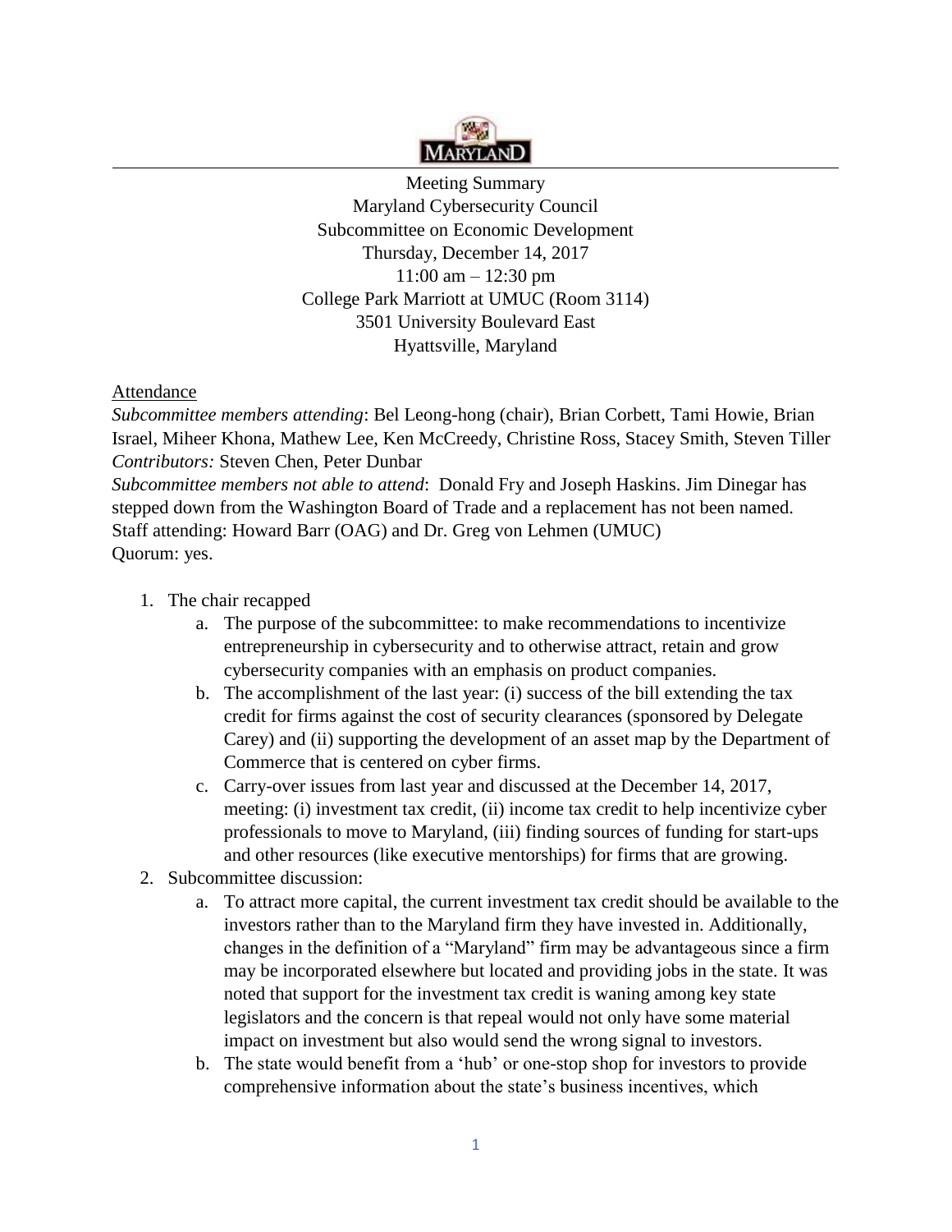MARYLAND

Meeting Summary
Maryland Cybersecurity Council
Subcommittee on Economic Development
Thursday, December 14, 2017
11:00 am – 12:30 pm
College Park Marriott at UMUC (Room 3114)
3501 University Boulevard East
Hyattsville, Maryland

Attendance

*Subcommittee members attending*: Bel Leong-hong (chair), Brian Corbett, Tami Howie, Brian Israel, Miheer Khona, Mathew Lee, Ken McCreedy, Christine Ross, Stacey Smith, Steven Tiller
*Contributors:* Steven Chen, Peter Dunbar
*Subcommittee members not able to attend*: Donald Fry and Joseph Haskins. Jim Dinegar has stepped down from the Washington Board of Trade and a replacement has not been named.
Staff attending: Howard Barr (OAG) and Dr. Greg von Lehmen (UMUC)
Quorum: yes.

1. The chair recapped
   a. The purpose of the subcommittee: to make recommendations to incentivize entrepreneurship in cybersecurity and to otherwise attract, retain and grow cybersecurity companies with an emphasis on product companies.
   b. The accomplishment of the last year: (i) success of the bill extending the tax credit for firms against the cost of security clearances (sponsored by Delegate Carey) and (ii) supporting the development of an asset map by the Department of Commerce that is centered on cyber firms.
   c. Carry-over issues from last year and discussed at the December 14, 2017, meeting: (i) investment tax credit, (ii) income tax credit to help incentivize cyber professionals to move to Maryland, (iii) finding sources of funding for start-ups and other resources (like executive mentorships) for firms that are growing.
2. Subcommittee discussion:
   a. To attract more capital, the current investment tax credit should be available to the investors rather than to the Maryland firm they have invested in. Additionally, changes in the definition of a "Maryland" firm may be advantageous since a firm may be incorporated elsewhere but located and providing jobs in the state. It was noted that support for the investment tax credit is waning among key state legislators and the concern is that repeal would not only have some material impact on investment but also would send the wrong signal to investors.
   b. The state would benefit from a 'hub' or one-stop shop for investors to provide comprehensive information about the state's business incentives, which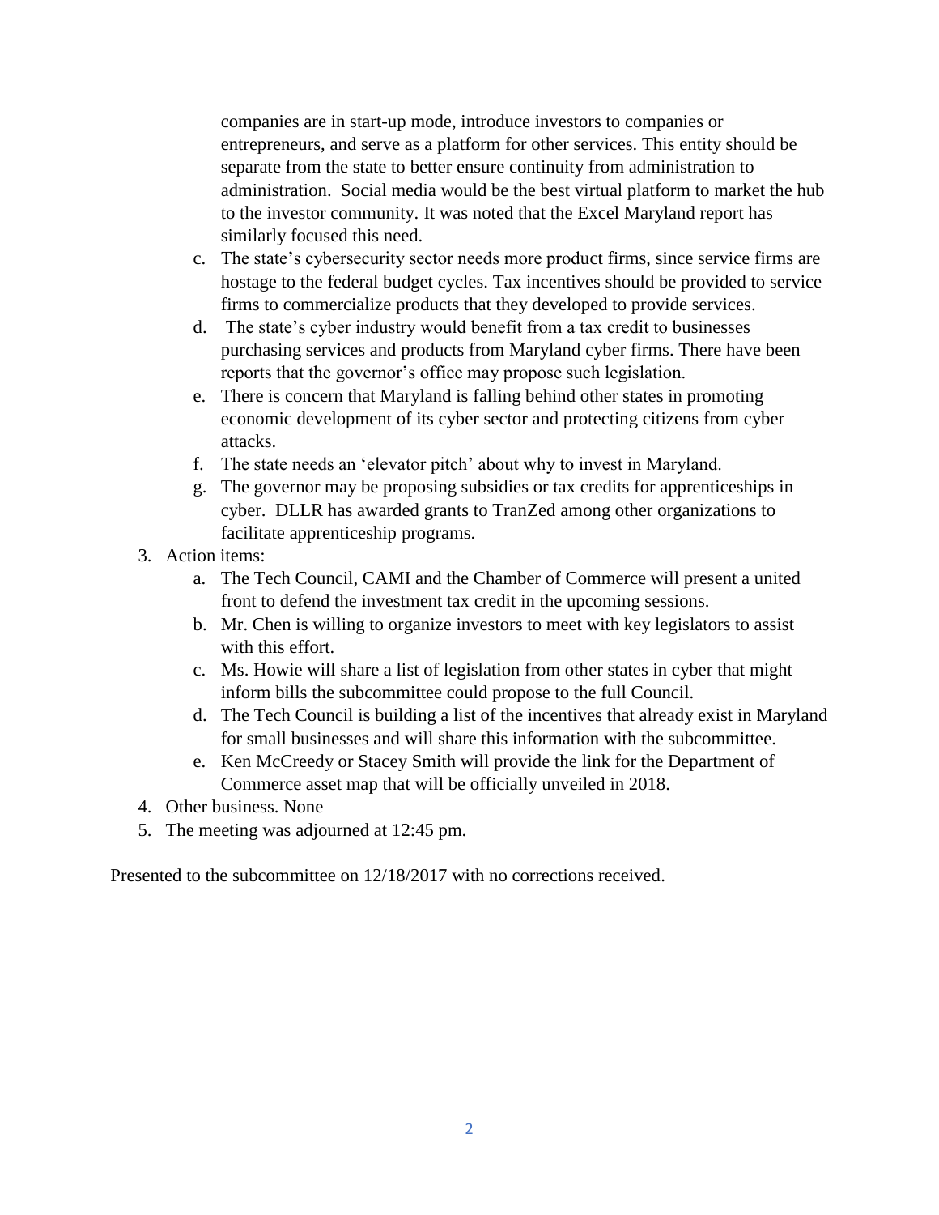companies are in start-up mode, introduce investors to companies or entrepreneurs, and serve as a platform for other services. This entity should be separate from the state to better ensure continuity from administration to administration. Social media would be the best virtual platform to market the hub to the investor community. It was noted that the Excel Maryland report has similarly focused this need.

   c. The state's cybersecurity sector needs more product firms, since service firms are hostage to the federal budget cycles. Tax incentives should be provided to service firms to commercialize products that they developed to provide services.
   d. The state's cyber industry would benefit from a tax credit to businesses purchasing services and products from Maryland cyber firms. There have been reports that the governor's office may propose such legislation.
   e. There is concern that Maryland is falling behind other states in promoting economic development of its cyber sector and protecting citizens from cyber attacks.
   f. The state needs an 'elevator pitch' about why to invest in Maryland.
   g. The governor may be proposing subsidies or tax credits for apprenticeships in cyber. DLLR has awarded grants to TranZed among other organizations to facilitate apprenticeship programs.

3. Action items:
   a. The Tech Council, CAMI and the Chamber of Commerce will present a united front to defend the investment tax credit in the upcoming sessions.
   b. Mr. Chen is willing to organize investors to meet with key legislators to assist with this effort.
   c. Ms. Howie will share a list of legislation from other states in cyber that might inform bills the subcommittee could propose to the full Council.
   d. The Tech Council is building a list of the incentives that already exist in Maryland for small businesses and will share this information with the subcommittee.
   e. Ken McCreedy or Stacey Smith will provide the link for the Department of Commerce asset map that will be officially unveiled in 2018.
4. Other business. None
5. The meeting was adjourned at 12:45 pm.

Presented to the subcommittee on 12/18/2017 with no corrections received.